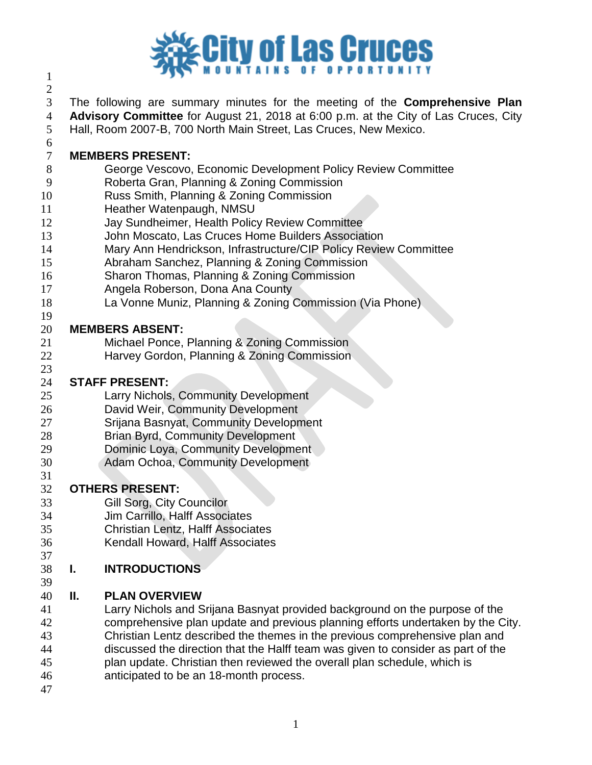**City of Las Cruces**
MOUNTAINS OF OPPORTUNITY

The following are summary minutes for the meeting of the **Comprehensive Plan Advisory Committee** for August 21, 2018 at 6:00 p.m. at the City of Las Cruces, City Hall, Room 2007-B, 700 North Main Street, Las Cruces, New Mexico.

**MEMBERS PRESENT:**

George Vescovo, Economic Development Policy Review Committee
Roberta Gran, Planning & Zoning Commission
Russ Smith, Planning & Zoning Commission
Heather Watenpaugh, NMSU
Jay Sundheimer, Health Policy Review Committee
John Moscato, Las Cruces Home Builders Association
Mary Ann Hendrickson, Infrastructure/CIP Policy Review Committee
Abraham Sanchez, Planning & Zoning Commission
Sharon Thomas, Planning & Zoning Commission
Angela Roberson, Dona Ana County
La Vonne Muniz, Planning & Zoning Commission (Via Phone)

**MEMBERS ABSENT:**

Michael Ponce, Planning & Zoning Commission
Harvey Gordon, Planning & Zoning Commission

**STAFF PRESENT:**

Larry Nichols, Community Development
David Weir, Community Development
Srijana Basnyat, Community Development
Brian Byrd, Community Development
Dominic Loya, Community Development
Adam Ochoa, Community Development

**OTHERS PRESENT:**

Gill Sorg, City Councilor
Jim Carrillo, Halff Associates
Christian Lentz, Halff Associates
Kendall Howard, Halff Associates

## I. INTRODUCTIONS

## II. PLAN OVERVIEW

Larry Nichols and Srijana Basnyat provided background on the purpose of the comprehensive plan update and previous planning efforts undertaken by the City. Christian Lentz described the themes in the previous comprehensive plan and discussed the direction that the Halff team was given to consider as part of the plan update. Christian then reviewed the overall plan schedule, which is anticipated to be an 18-month process.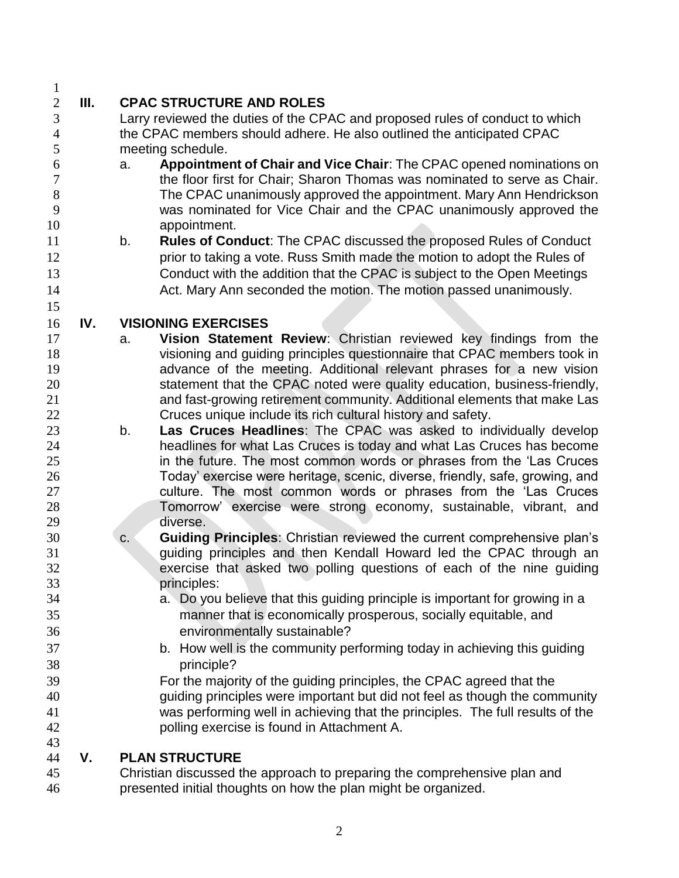## III. CPAC STRUCTURE AND ROLES

Larry reviewed the duties of the CPAC and proposed rules of conduct to which the CPAC members should adhere. He also outlined the anticipated CPAC meeting schedule.

a. **Appointment of Chair and Vice Chair**: The CPAC opened nominations on the floor first for Chair; Sharon Thomas was nominated to serve as Chair. The CPAC unanimously approved the appointment. Mary Ann Hendrickson was nominated for Vice Chair and the CPAC unanimously approved the appointment.

b. **Rules of Conduct**: The CPAC discussed the proposed Rules of Conduct prior to taking a vote. Russ Smith made the motion to adopt the Rules of Conduct with the addition that the CPAC is subject to the Open Meetings Act. Mary Ann seconded the motion. The motion passed unanimously.

## IV. VISIONING EXERCISES

a. **Vision Statement Review**: Christian reviewed key findings from the visioning and guiding principles questionnaire that CPAC members took in advance of the meeting. Additional relevant phrases for a new vision statement that the CPAC noted were quality education, business-friendly, and fast-growing retirement community. Additional elements that make Las Cruces unique include its rich cultural history and safety.

b. **Las Cruces Headlines**: The CPAC was asked to individually develop headlines for what Las Cruces is today and what Las Cruces has become in the future. The most common words or phrases from the 'Las Cruces Today' exercise were heritage, scenic, diverse, friendly, safe, growing, and culture. The most common words or phrases from the 'Las Cruces Tomorrow' exercise were strong economy, sustainable, vibrant, and diverse.

c. **Guiding Principles**: Christian reviewed the current comprehensive plan's guiding principles and then Kendall Howard led the CPAC through an exercise that asked two polling questions of each of the nine guiding principles:

   a. Do you believe that this guiding principle is important for growing in a manner that is economically prosperous, socially equitable, and environmentally sustainable?

   b. How well is the community performing today in achieving this guiding principle?

   For the majority of the guiding principles, the CPAC agreed that the guiding principles were important but did not feel as though the community was performing well in achieving that the principles. The full results of the polling exercise is found in Attachment A.

## V. PLAN STRUCTURE

Christian discussed the approach to preparing the comprehensive plan and presented initial thoughts on how the plan might be organized.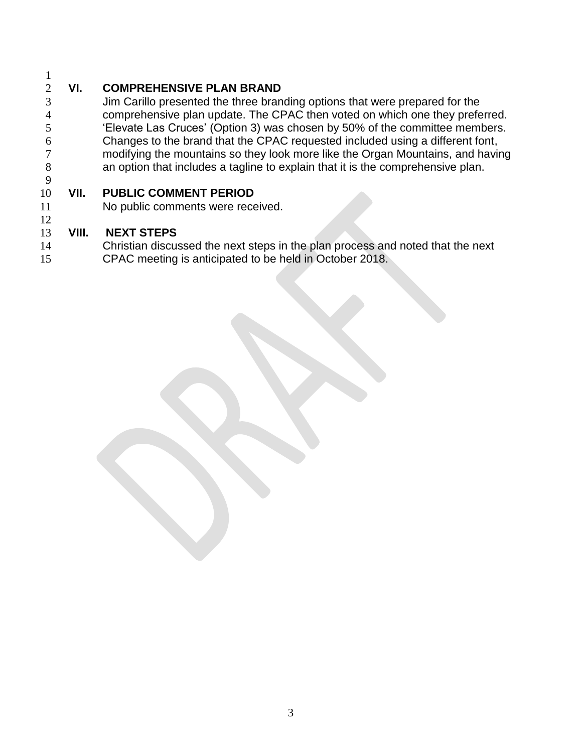## VI. COMPREHENSIVE PLAN BRAND

Jim Carillo presented the three branding options that were prepared for the comprehensive plan update. The CPAC then voted on which one they preferred. 'Elevate Las Cruces' (Option 3) was chosen by 50% of the committee members. Changes to the brand that the CPAC requested included using a different font, modifying the mountains so they look more like the Organ Mountains, and having an option that includes a tagline to explain that it is the comprehensive plan.

## VII. PUBLIC COMMENT PERIOD

No public comments were received.

## VIII. NEXT STEPS

Christian discussed the next steps in the plan process and noted that the next CPAC meeting is anticipated to be held in October 2018.